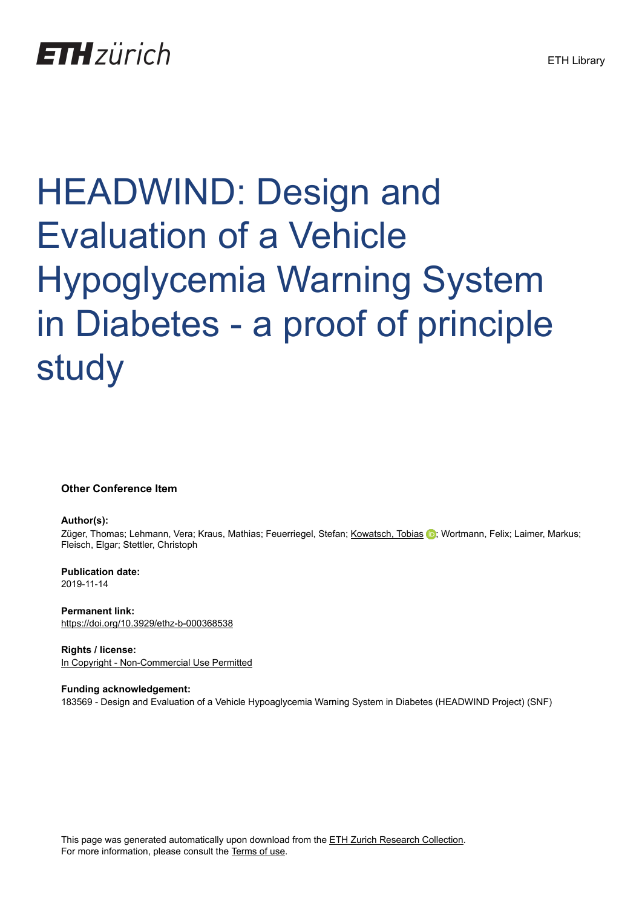# HEADWIND: Design and Evaluation of a Vehicle Hypoglycemia Warning System in Diabetes - a proof of principle study

**Other Conference Item**

**Author(s):**
Züger, Thomas; Lehmann, Vera; Kraus, Mathias; Feuerriegel, Stefan; Kowatsch, Tobias; Wortmann, Felix; Laimer, Markus; Fleisch, Elgar; Stettler, Christoph

**Publication date:**
2019-11-14

**Permanent link:**
https://doi.org/10.3929/ethz-b-000368538

**Rights / license:**
In Copyright - Non-Commercial Use Permitted

**Funding acknowledgement:**
183569 - Design and Evaluation of a Vehicle Hypoaglycemia Warning System in Diabetes (HEADWIND Project) (SNF)

This page was generated automatically upon download from the ETH Zurich Research Collection.
For more information, please consult the Terms of use.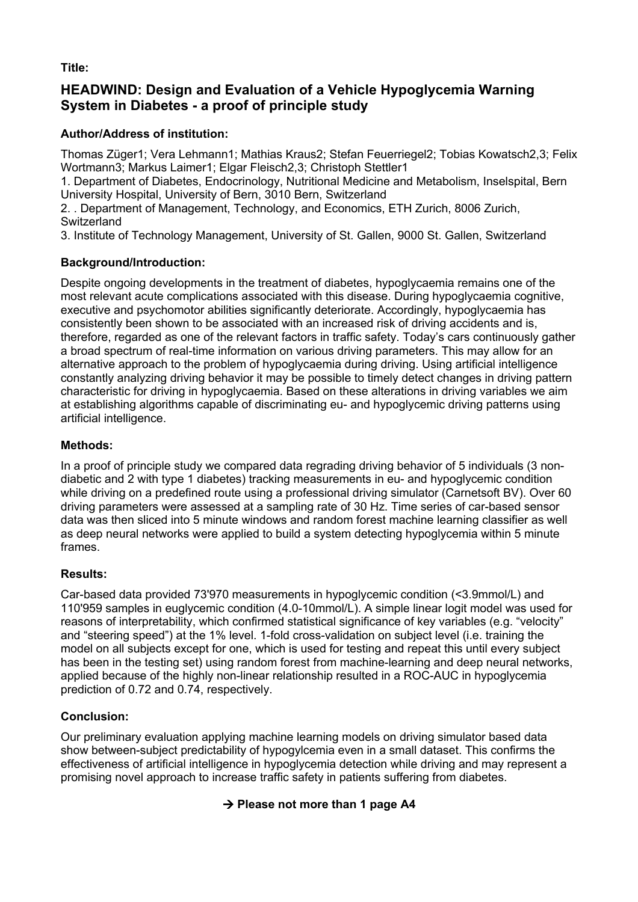**Title:**

## HEADWIND: Design and Evaluation of a Vehicle Hypoglycemia Warning System in Diabetes - a proof of principle study

**Author/Address of institution:**

Thomas Züger1; Vera Lehmann1; Mathias Kraus2; Stefan Feuerriegel2; Tobias Kowatsch2,3; Felix Wortmann3; Markus Laimer1; Elgar Fleisch2,3; Christoph Stettler1

1. Department of Diabetes, Endocrinology, Nutritional Medicine and Metabolism, Inselspital, Bern University Hospital, University of Bern, 3010 Bern, Switzerland
2. . Department of Management, Technology, and Economics, ETH Zurich, 8006 Zurich, Switzerland
3. Institute of Technology Management, University of St. Gallen, 9000 St. Gallen, Switzerland

**Background/Introduction:**

Despite ongoing developments in the treatment of diabetes, hypoglycaemia remains one of the most relevant acute complications associated with this disease. During hypoglycaemia cognitive, executive and psychomotor abilities significantly deteriorate. Accordingly, hypoglycaemia has consistently been shown to be associated with an increased risk of driving accidents and is, therefore, regarded as one of the relevant factors in traffic safety. Today's cars continuously gather a broad spectrum of real-time information on various driving parameters. This may allow for an alternative approach to the problem of hypoglycaemia during driving. Using artificial intelligence constantly analyzing driving behavior it may be possible to timely detect changes in driving pattern characteristic for driving in hypoglycaemia. Based on these alterations in driving variables we aim at establishing algorithms capable of discriminating eu- and hypoglycemic driving patterns using artificial intelligence.

**Methods:**

In a proof of principle study we compared data regrading driving behavior of 5 individuals (3 non-diabetic and 2 with type 1 diabetes) tracking measurements in eu- and hypoglycemic condition while driving on a predefined route using a professional driving simulator (Carnetsoft BV). Over 60 driving parameters were assessed at a sampling rate of 30 Hz. Time series of car-based sensor data was then sliced into 5 minute windows and random forest machine learning classifier as well as deep neural networks were applied to build a system detecting hypoglycemia within 5 minute frames.

**Results:**

Car-based data provided 73'970 measurements in hypoglycemic condition (<3.9mmol/L) and 110'959 samples in euglycemic condition (4.0-10mmol/L). A simple linear logit model was used for reasons of interpretability, which confirmed statistical significance of key variables (e.g. "velocity" and "steering speed") at the 1% level. 1-fold cross-validation on subject level (i.e. training the model on all subjects except for one, which is used for testing and repeat this until every subject has been in the testing set) using random forest from machine-learning and deep neural networks, applied because of the highly non-linear relationship resulted in a ROC-AUC in hypoglycemia prediction of 0.72 and 0.74, respectively.

**Conclusion:**

Our preliminary evaluation applying machine learning models on driving simulator based data show between-subject predictability of hypogylcemia even in a small dataset. This confirms the effectiveness of artificial intelligence in hypoglycemia detection while driving and may represent a promising novel approach to increase traffic safety in patients suffering from diabetes.

**→ Please not more than 1 page A4**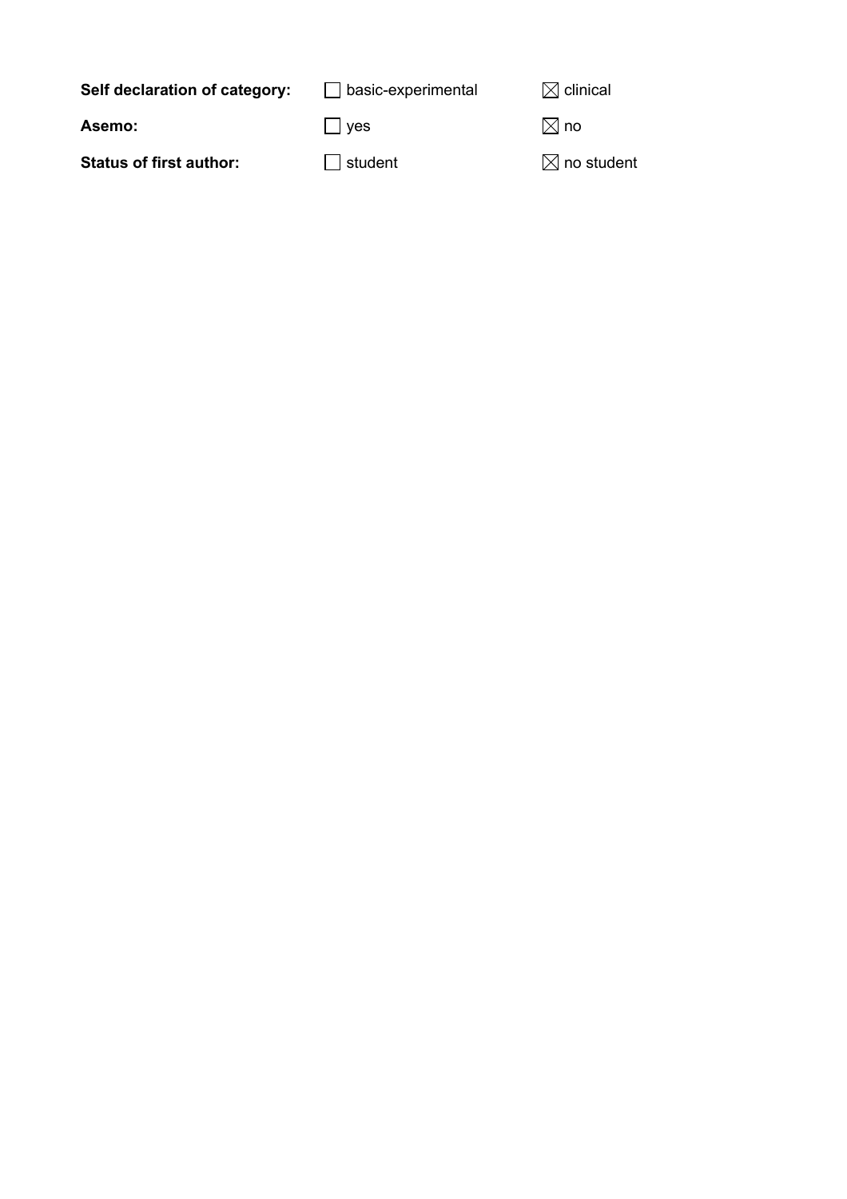**Self declaration of category:** ☐ basic-experimental ☒ clinical

**Asemo:** ☐ yes ☒ no

**Status of first author:** ☐ student ☒ no student